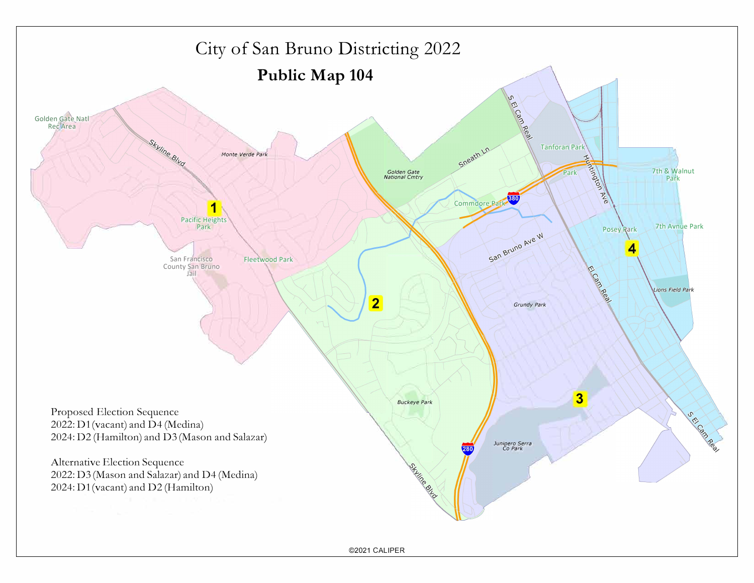# City of San Bruno Districting 2022

## Public Map 104

Proposed Election Sequence
2022: D1 (vacant) and D4 (Medina)
2024: D2 (Hamilton) and D3 (Mason and Salazar)

Alternative Election Sequence
2022: D3 (Mason and Salazar) and D4 (Medina)
2024: D1 (vacant) and D2 (Hamilton)

©2021 CALIPER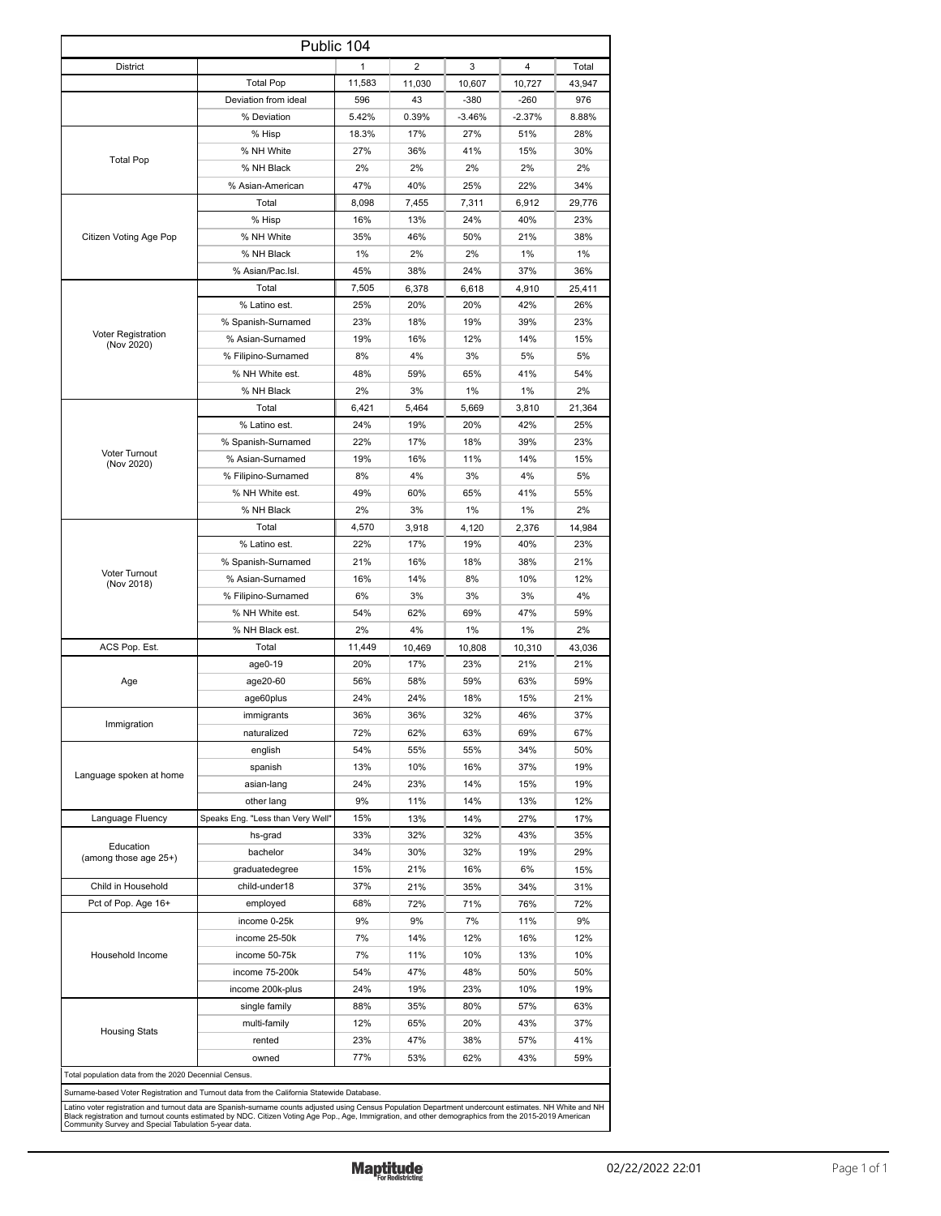# Public 104

| District | | 1 | 2 | 3 | 4 | Total |
|---|---|---|---|---|---|---|
| | Total Pop | 11,583 | 11,030 | 10,607 | 10,727 | 43,947 |
| | Deviation from ideal | 596 | 43 | -380 | -260 | 976 |
| | % Deviation | 5.42% | 0.39% | -3.46% | -2.37% | 8.88% |
| Total Pop | % Hisp | 18.3% | 17% | 27% | 51% | 28% |
| | % NH White | 27% | 36% | 41% | 15% | 30% |
| | % NH Black | 2% | 2% | 2% | 2% | 2% |
| | % Asian-American | 47% | 40% | 25% | 22% | 34% |
| Citizen Voting Age Pop | Total | 8,098 | 7,455 | 7,311 | 6,912 | 29,776 |
| | % Hisp | 16% | 13% | 24% | 40% | 23% |
| | % NH White | 35% | 46% | 50% | 21% | 38% |
| | % NH Black | 1% | 2% | 2% | 1% | 1% |
| | % Asian/Pac.Isl. | 45% | 38% | 24% | 37% | 36% |
| Voter Registration (Nov 2020) | Total | 7,505 | 6,378 | 6,618 | 4,910 | 25,411 |
| | % Latino est. | 25% | 20% | 20% | 42% | 26% |
| | % Spanish-Surnamed | 23% | 18% | 19% | 39% | 23% |
| | % Asian-Surnamed | 19% | 16% | 12% | 14% | 15% |
| | % Filipino-Surnamed | 8% | 4% | 3% | 5% | 5% |
| | % NH White est. | 48% | 59% | 65% | 41% | 54% |
| | % NH Black | 2% | 3% | 1% | 1% | 2% |
| Voter Turnout (Nov 2020) | Total | 6,421 | 5,464 | 5,669 | 3,810 | 21,364 |
| | % Latino est. | 24% | 19% | 20% | 42% | 25% |
| | % Spanish-Surnamed | 22% | 17% | 18% | 39% | 23% |
| | % Asian-Surnamed | 19% | 16% | 11% | 14% | 15% |
| | % Filipino-Surnamed | 8% | 4% | 3% | 4% | 5% |
| | % NH White est. | 49% | 60% | 65% | 41% | 55% |
| | % NH Black | 2% | 3% | 1% | 1% | 2% |
| Voter Turnout (Nov 2018) | Total | 4,570 | 3,918 | 4,120 | 2,376 | 14,984 |
| | % Latino est. | 22% | 17% | 19% | 40% | 23% |
| | % Spanish-Surnamed | 21% | 16% | 18% | 38% | 21% |
| | % Asian-Surnamed | 16% | 14% | 8% | 10% | 12% |
| | % Filipino-Surnamed | 6% | 3% | 3% | 3% | 4% |
| | % NH White est. | 54% | 62% | 69% | 47% | 59% |
| | % NH Black est. | 2% | 4% | 1% | 1% | 2% |
| ACS Pop. Est. | Total | 11,449 | 10,469 | 10,808 | 10,310 | 43,036 |
| Age | age0-19 | 20% | 17% | 23% | 21% | 21% |
| | age20-60 | 56% | 58% | 59% | 63% | 59% |
| | age60plus | 24% | 24% | 18% | 15% | 21% |
| Immigration | immigrants | 36% | 36% | 32% | 46% | 37% |
| | naturalized | 72% | 62% | 63% | 69% | 67% |
| Language spoken at home | english | 54% | 55% | 55% | 34% | 50% |
| | spanish | 13% | 10% | 16% | 37% | 19% |
| | asian-lang | 24% | 23% | 14% | 15% | 19% |
| | other lang | 9% | 11% | 14% | 13% | 12% |
| Language Fluency | Speaks Eng. "Less than Very Well" | 15% | 13% | 14% | 27% | 17% |
| Education (among those age 25+) | hs-grad | 33% | 32% | 32% | 43% | 35% |
| | bachelor | 34% | 30% | 32% | 19% | 29% |
| | graduatedegree | 15% | 21% | 16% | 6% | 15% |
| Child in Household | child-under18 | 37% | 21% | 35% | 34% | 31% |
| Pct of Pop. Age 16+ | employed | 68% | 72% | 71% | 76% | 72% |
| Household Income | income 0-25k | 9% | 9% | 7% | 11% | 9% |
| | income 25-50k | 7% | 14% | 12% | 16% | 12% |
| | income 50-75k | 7% | 11% | 10% | 13% | 10% |
| | income 75-200k | 54% | 47% | 48% | 50% | 50% |
| | income 200k-plus | 24% | 19% | 23% | 10% | 19% |
| Housing Stats | single family | 88% | 35% | 80% | 57% | 63% |
| | multi-family | 12% | 65% | 20% | 43% | 37% |
| | rented | 23% | 47% | 38% | 57% | 41% |
| | owned | 77% | 53% | 62% | 43% | 59% |

Total population data from the 2020 Decennial Census.

Surname-based Voter Registration and Turnout data from the California Statewide Database.

Latino voter registration and turnout data are Spanish-surname counts adjusted using Census Population Department undercount estimates. NH White and NH Black registration and turnout counts estimated by NDC. Citizen Voting Age Pop., Age, Immigration, and other demographics from the 2015-2019 American Community Survey and Special Tabulation 5-year data.

Maptitude For Redistricting 02/22/2022 22:01